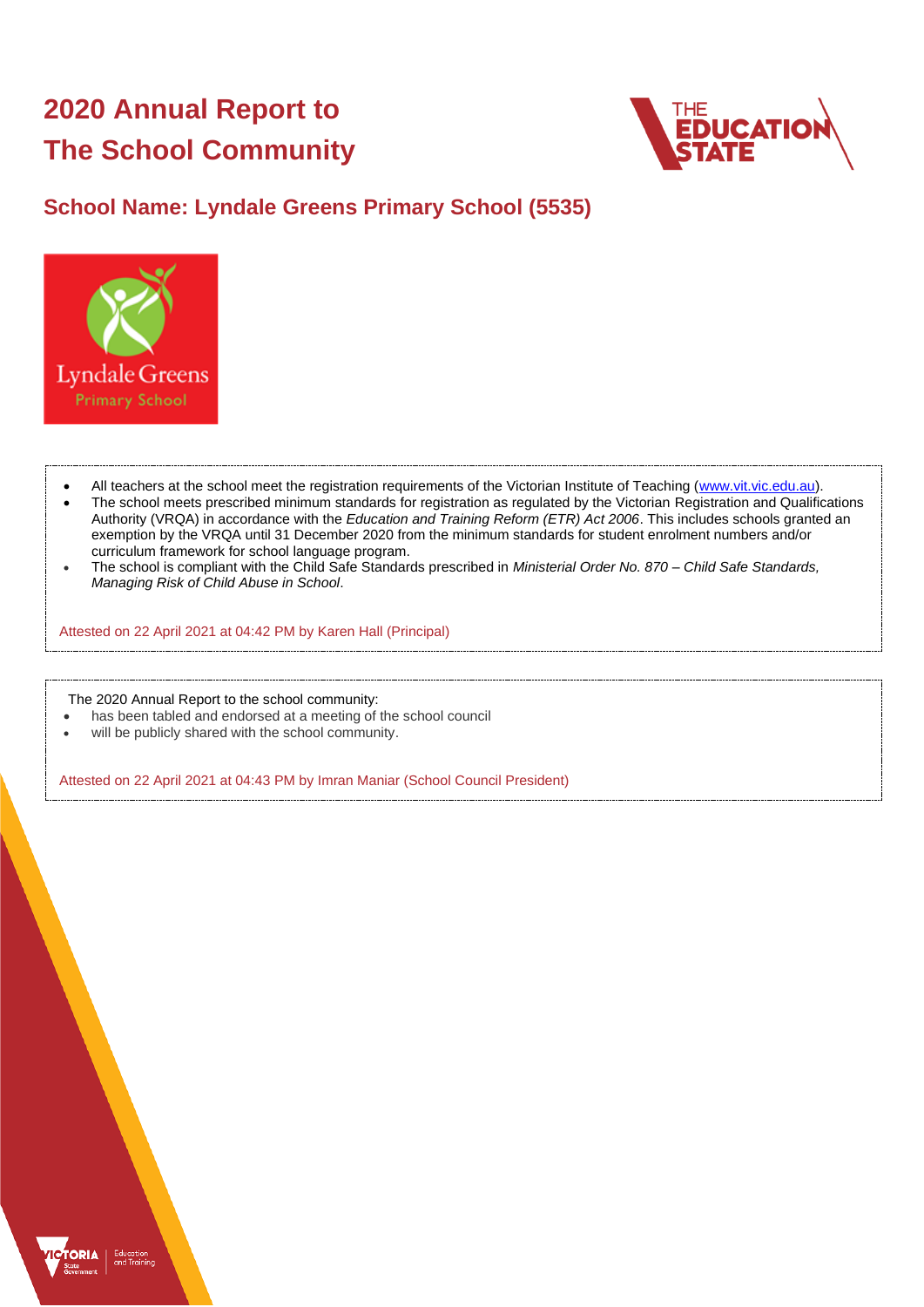# 2020 Annual Report to The School Community

## School Name: Lyndale Greens Primary School (5535)

- All teachers at the school meet the registration requirements of the Victorian Institute of Teaching (www.vit.vic.edu.au).
- The school meets prescribed minimum standards for registration as regulated by the Victorian Registration and Qualifications Authority (VRQA) in accordance with the *Education and Training Reform (ETR) Act 2006*. This includes schools granted an exemption by the VRQA until 31 December 2020 from the minimum standards for student enrolment numbers and/or curriculum framework for school language program.
- The school is compliant with the Child Safe Standards prescribed in *Ministerial Order No. 870 – Child Safe Standards, Managing Risk of Child Abuse in School*.

Attested on 22 April 2021 at 04:42 PM by Karen Hall (Principal)

The 2020 Annual Report to the school community:

- has been tabled and endorsed at a meeting of the school council
- will be publicly shared with the school community.

Attested on 22 April 2021 at 04:43 PM by Imran Maniar (School Council President)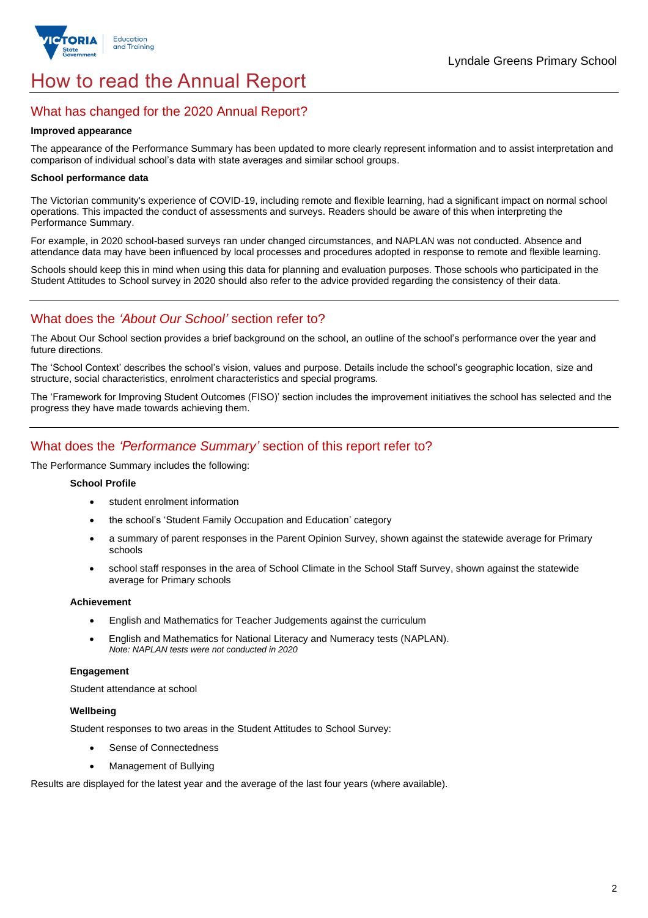# How to read the Annual Report

## What has changed for the 2020 Annual Report?

**Improved appearance**

The appearance of the Performance Summary has been updated to more clearly represent information and to assist interpretation and comparison of individual school's data with state averages and similar school groups.

**School performance data**

The Victorian community's experience of COVID-19, including remote and flexible learning, had a significant impact on normal school operations. This impacted the conduct of assessments and surveys. Readers should be aware of this when interpreting the Performance Summary.

For example, in 2020 school-based surveys ran under changed circumstances, and NAPLAN was not conducted. Absence and attendance data may have been influenced by local processes and procedures adopted in response to remote and flexible learning.

Schools should keep this in mind when using this data for planning and evaluation purposes. Those schools who participated in the Student Attitudes to School survey in 2020 should also refer to the advice provided regarding the consistency of their data.

## What does the *'About Our School'* section refer to?

The About Our School section provides a brief background on the school, an outline of the school's performance over the year and future directions.

The 'School Context' describes the school's vision, values and purpose. Details include the school's geographic location, size and structure, social characteristics, enrolment characteristics and special programs.

The 'Framework for Improving Student Outcomes (FISO)' section includes the improvement initiatives the school has selected and the progress they have made towards achieving them.

## What does the *'Performance Summary'* section of this report refer to?

The Performance Summary includes the following:

**School Profile**

- student enrolment information
- the school's 'Student Family Occupation and Education' category
- a summary of parent responses in the Parent Opinion Survey, shown against the statewide average for Primary schools
- school staff responses in the area of School Climate in the School Staff Survey, shown against the statewide average for Primary schools

**Achievement**

- English and Mathematics for Teacher Judgements against the curriculum
- English and Mathematics for National Literacy and Numeracy tests (NAPLAN).
  *Note: NAPLAN tests were not conducted in 2020*

**Engagement**

Student attendance at school

**Wellbeing**

Student responses to two areas in the Student Attitudes to School Survey:

- Sense of Connectedness
- Management of Bullying

Results are displayed for the latest year and the average of the last four years (where available).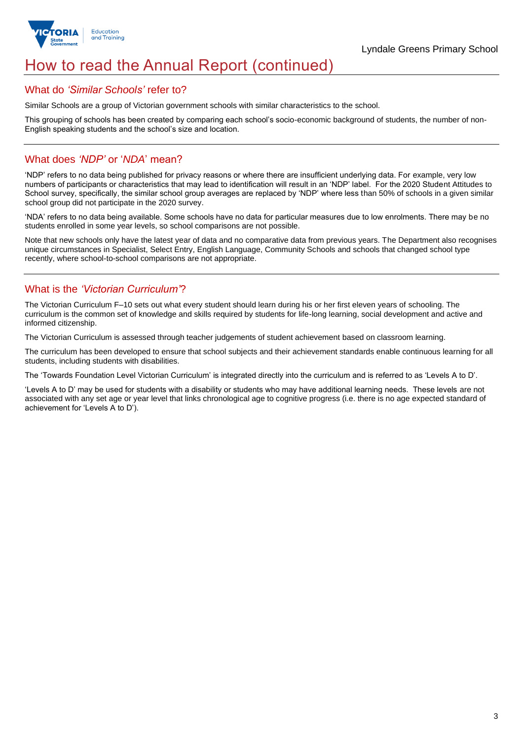# How to read the Annual Report (continued)

## What do *'Similar Schools'* refer to?

Similar Schools are a group of Victorian government schools with similar characteristics to the school.

This grouping of schools has been created by comparing each school's socio-economic background of students, the number of non-English speaking students and the school's size and location.

## What does *'NDP'* or '*NDA*' mean?

'NDP' refers to no data being published for privacy reasons or where there are insufficient underlying data. For example, very low numbers of participants or characteristics that may lead to identification will result in an 'NDP' label. For the 2020 Student Attitudes to School survey, specifically, the similar school group averages are replaced by 'NDP' where less than 50% of schools in a given similar school group did not participate in the 2020 survey.

'NDA' refers to no data being available. Some schools have no data for particular measures due to low enrolments. There may be no students enrolled in some year levels, so school comparisons are not possible.

Note that new schools only have the latest year of data and no comparative data from previous years. The Department also recognises unique circumstances in Specialist, Select Entry, English Language, Community Schools and schools that changed school type recently, where school-to-school comparisons are not appropriate.

## What is the *'Victorian Curriculum'*?

The Victorian Curriculum F–10 sets out what every student should learn during his or her first eleven years of schooling. The curriculum is the common set of knowledge and skills required by students for life-long learning, social development and active and informed citizenship.

The Victorian Curriculum is assessed through teacher judgements of student achievement based on classroom learning.

The curriculum has been developed to ensure that school subjects and their achievement standards enable continuous learning for all students, including students with disabilities.

The 'Towards Foundation Level Victorian Curriculum' is integrated directly into the curriculum and is referred to as 'Levels A to D'.

'Levels A to D' may be used for students with a disability or students who may have additional learning needs. These levels are not associated with any set age or year level that links chronological age to cognitive progress (i.e. there is no age expected standard of achievement for 'Levels A to D').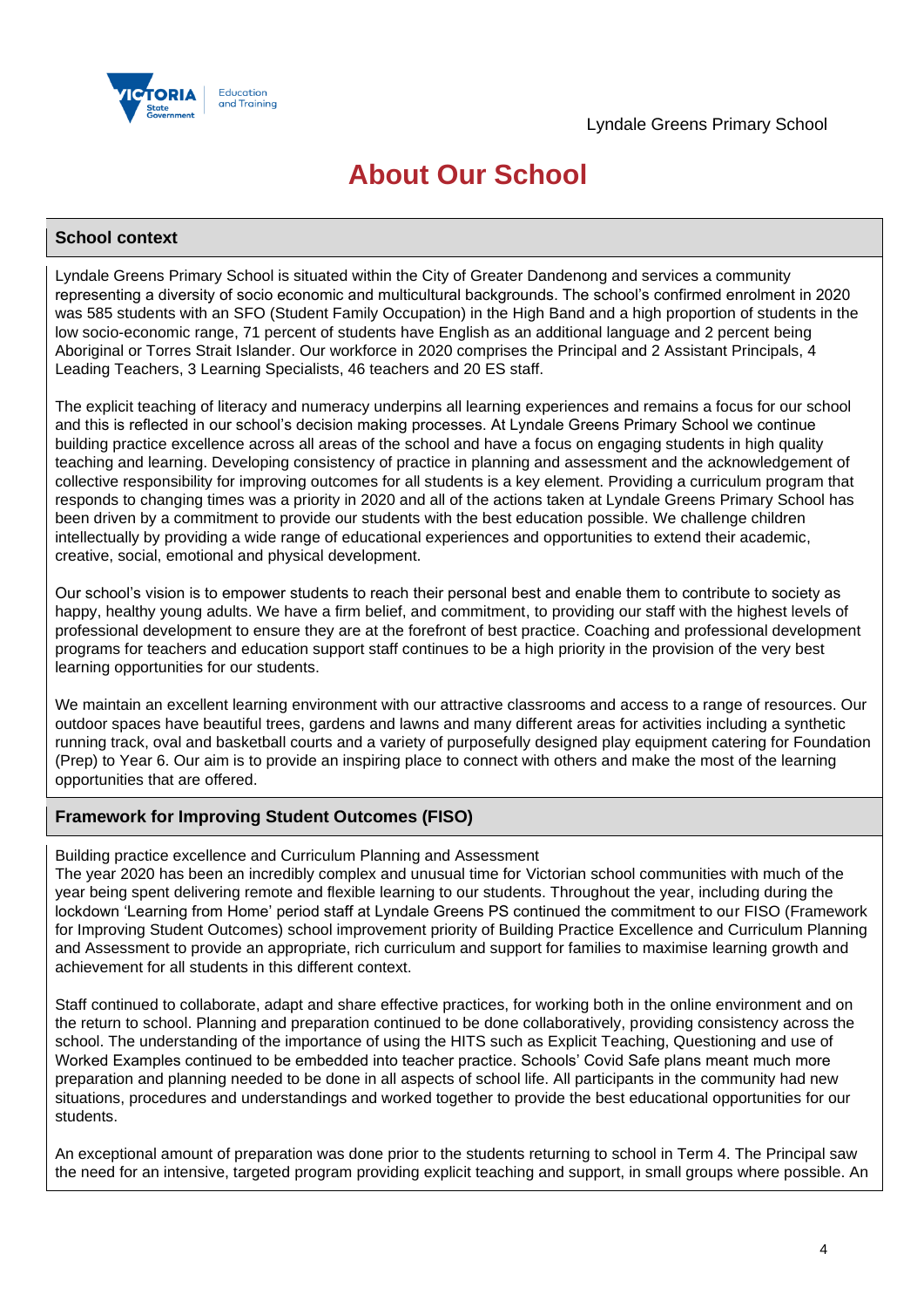Lyndale Greens Primary School

# About Our School

## School context

Lyndale Greens Primary School is situated within the City of Greater Dandenong and services a community representing a diversity of socio economic and multicultural backgrounds. The school's confirmed enrolment in 2020 was 585 students with an SFO (Student Family Occupation) in the High Band and a high proportion of students in the low socio-economic range, 71 percent of students have English as an additional language and 2 percent being Aboriginal or Torres Strait Islander. Our workforce in 2020 comprises the Principal and 2 Assistant Principals, 4 Leading Teachers, 3 Learning Specialists, 46 teachers and 20 ES staff.

The explicit teaching of literacy and numeracy underpins all learning experiences and remains a focus for our school and this is reflected in our school's decision making processes. At Lyndale Greens Primary School we continue building practice excellence across all areas of the school and have a focus on engaging students in high quality teaching and learning. Developing consistency of practice in planning and assessment and the acknowledgement of collective responsibility for improving outcomes for all students is a key element. Providing a curriculum program that responds to changing times was a priority in 2020 and all of the actions taken at Lyndale Greens Primary School has been driven by a commitment to provide our students with the best education possible. We challenge children intellectually by providing a wide range of educational experiences and opportunities to extend their academic, creative, social, emotional and physical development.

Our school's vision is to empower students to reach their personal best and enable them to contribute to society as happy, healthy young adults. We have a firm belief, and commitment, to providing our staff with the highest levels of professional development to ensure they are at the forefront of best practice. Coaching and professional development programs for teachers and education support staff continues to be a high priority in the provision of the very best learning opportunities for our students.

We maintain an excellent learning environment with our attractive classrooms and access to a range of resources. Our outdoor spaces have beautiful trees, gardens and lawns and many different areas for activities including a synthetic running track, oval and basketball courts and a variety of purposefully designed play equipment catering for Foundation (Prep) to Year 6. Our aim is to provide an inspiring place to connect with others and make the most of the learning opportunities that are offered.

## Framework for Improving Student Outcomes (FISO)

Building practice excellence and Curriculum Planning and Assessment
The year 2020 has been an incredibly complex and unusual time for Victorian school communities with much of the year being spent delivering remote and flexible learning to our students. Throughout the year, including during the lockdown 'Learning from Home' period staff at Lyndale Greens PS continued the commitment to our FISO (Framework for Improving Student Outcomes) school improvement priority of Building Practice Excellence and Curriculum Planning and Assessment to provide an appropriate, rich curriculum and support for families to maximise learning growth and achievement for all students in this different context.

Staff continued to collaborate, adapt and share effective practices, for working both in the online environment and on the return to school. Planning and preparation continued to be done collaboratively, providing consistency across the school. The understanding of the importance of using the HITS such as Explicit Teaching, Questioning and use of Worked Examples continued to be embedded into teacher practice. Schools' Covid Safe plans meant much more preparation and planning needed to be done in all aspects of school life. All participants in the community had new situations, procedures and understandings and worked together to provide the best educational opportunities for our students.

An exceptional amount of preparation was done prior to the students returning to school in Term 4. The Principal saw the need for an intensive, targeted program providing explicit teaching and support, in small groups where possible. An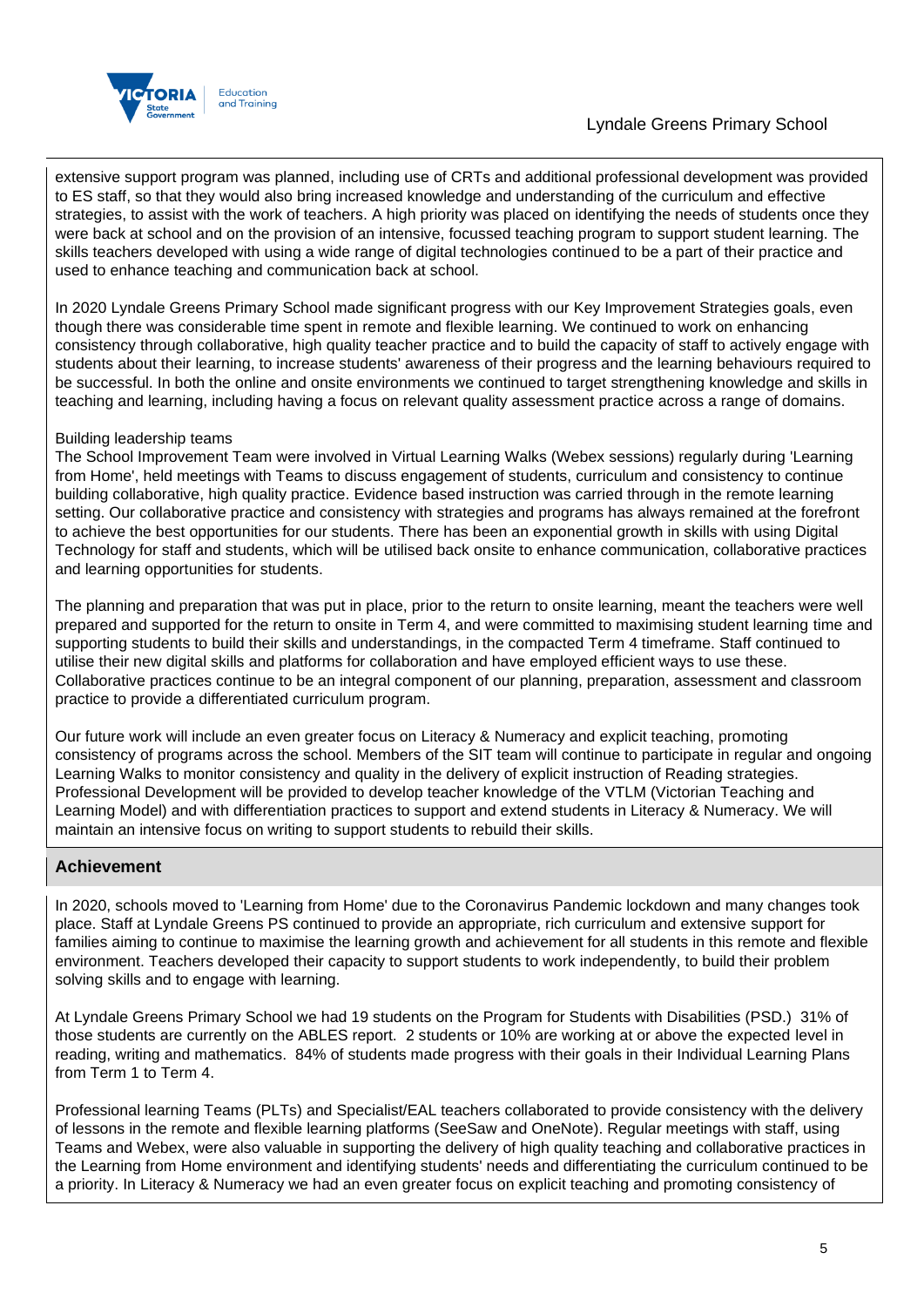extensive support program was planned, including use of CRTs and additional professional development was provided to ES staff, so that they would also bring increased knowledge and understanding of the curriculum and effective strategies, to assist with the work of teachers. A high priority was placed on identifying the needs of students once they were back at school and on the provision of an intensive, focussed teaching program to support student learning. The skills teachers developed with using a wide range of digital technologies continued to be a part of their practice and used to enhance teaching and communication back at school.

In 2020 Lyndale Greens Primary School made significant progress with our Key Improvement Strategies goals, even though there was considerable time spent in remote and flexible learning. We continued to work on enhancing consistency through collaborative, high quality teacher practice and to build the capacity of staff to actively engage with students about their learning, to increase students' awareness of their progress and the learning behaviours required to be successful. In both the online and onsite environments we continued to target strengthening knowledge and skills in teaching and learning, including having a focus on relevant quality assessment practice across a range of domains.

Building leadership teams
The School Improvement Team were involved in Virtual Learning Walks (Webex sessions) regularly during 'Learning from Home', held meetings with Teams to discuss engagement of students, curriculum and consistency to continue building collaborative, high quality practice. Evidence based instruction was carried through in the remote learning setting. Our collaborative practice and consistency with strategies and programs has always remained at the forefront to achieve the best opportunities for our students. There has been an exponential growth in skills with using Digital Technology for staff and students, which will be utilised back onsite to enhance communication, collaborative practices and learning opportunities for students.

The planning and preparation that was put in place, prior to the return to onsite learning, meant the teachers were well prepared and supported for the return to onsite in Term 4, and were committed to maximising student learning time and supporting students to build their skills and understandings, in the compacted Term 4 timeframe. Staff continued to utilise their new digital skills and platforms for collaboration and have employed efficient ways to use these. Collaborative practices continue to be an integral component of our planning, preparation, assessment and classroom practice to provide a differentiated curriculum program.

Our future work will include an even greater focus on Literacy & Numeracy and explicit teaching, promoting consistency of programs across the school. Members of the SIT team will continue to participate in regular and ongoing Learning Walks to monitor consistency and quality in the delivery of explicit instruction of Reading strategies. Professional Development will be provided to develop teacher knowledge of the VTLM (Victorian Teaching and Learning Model) and with differentiation practices to support and extend students in Literacy & Numeracy. We will maintain an intensive focus on writing to support students to rebuild their skills.

## Achievement

In 2020, schools moved to 'Learning from Home' due to the Coronavirus Pandemic lockdown and many changes took place. Staff at Lyndale Greens PS continued to provide an appropriate, rich curriculum and extensive support for families aiming to continue to maximise the learning growth and achievement for all students in this remote and flexible environment. Teachers developed their capacity to support students to work independently, to build their problem solving skills and to engage with learning.

At Lyndale Greens Primary School we had 19 students on the Program for Students with Disabilities (PSD.) 31% of those students are currently on the ABLES report. 2 students or 10% are working at or above the expected level in reading, writing and mathematics. 84% of students made progress with their goals in their Individual Learning Plans from Term 1 to Term 4.

Professional learning Teams (PLTs) and Specialist/EAL teachers collaborated to provide consistency with the delivery of lessons in the remote and flexible learning platforms (SeeSaw and OneNote). Regular meetings with staff, using Teams and Webex, were also valuable in supporting the delivery of high quality teaching and collaborative practices in the Learning from Home environment and identifying students' needs and differentiating the curriculum continued to be a priority. In Literacy & Numeracy we had an even greater focus on explicit teaching and promoting consistency of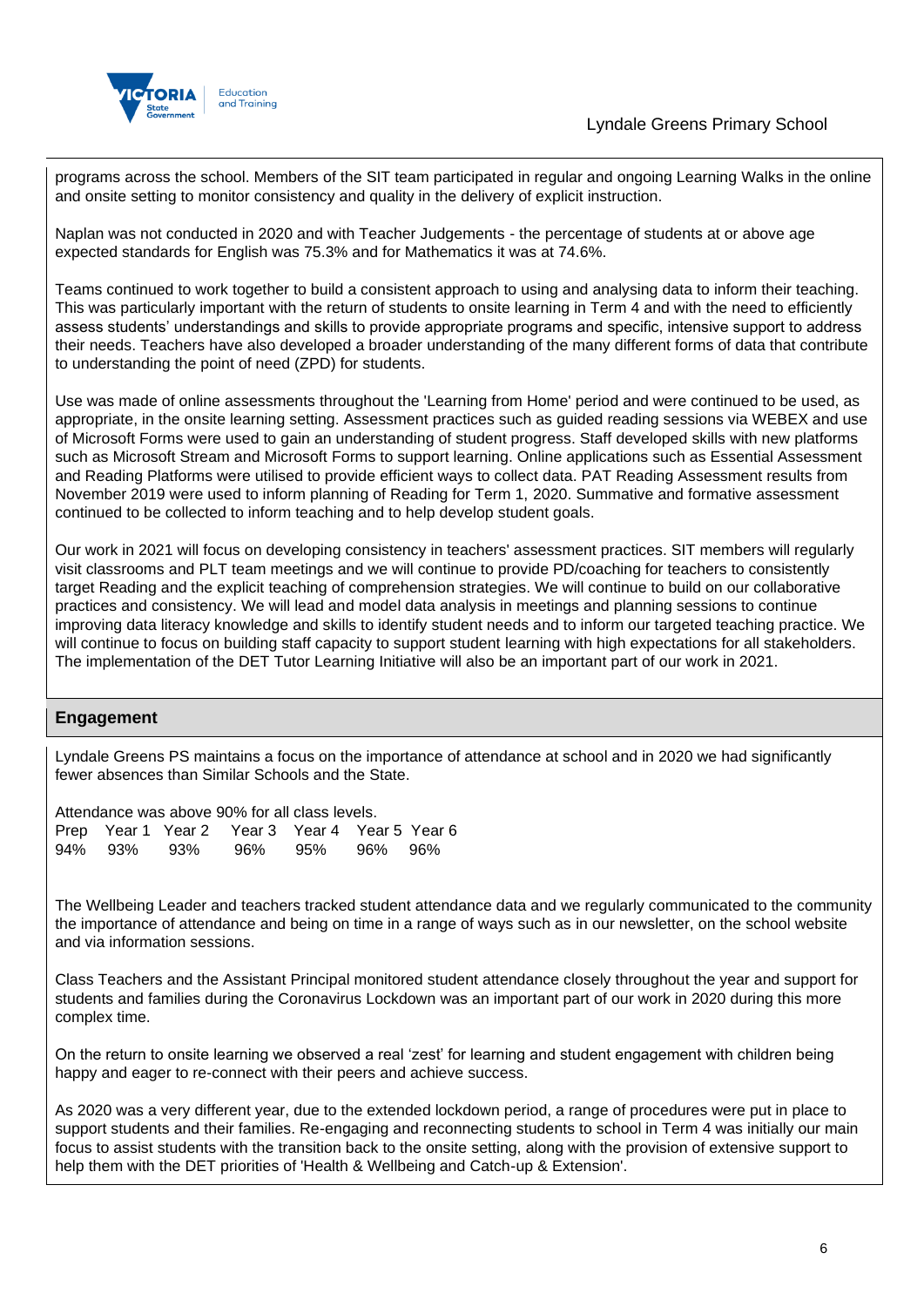programs across the school. Members of the SIT team participated in regular and ongoing Learning Walks in the online and onsite setting to monitor consistency and quality in the delivery of explicit instruction.

Naplan was not conducted in 2020 and with Teacher Judgements - the percentage of students at or above age expected standards for English was 75.3% and for Mathematics it was at 74.6%.

Teams continued to work together to build a consistent approach to using and analysing data to inform their teaching. This was particularly important with the return of students to onsite learning in Term 4 and with the need to efficiently assess students' understandings and skills to provide appropriate programs and specific, intensive support to address their needs. Teachers have also developed a broader understanding of the many different forms of data that contribute to understanding the point of need (ZPD) for students.

Use was made of online assessments throughout the 'Learning from Home' period and were continued to be used, as appropriate, in the onsite learning setting. Assessment practices such as guided reading sessions via WEBEX and use of Microsoft Forms were used to gain an understanding of student progress. Staff developed skills with new platforms such as Microsoft Stream and Microsoft Forms to support learning. Online applications such as Essential Assessment and Reading Platforms were utilised to provide efficient ways to collect data. PAT Reading Assessment results from November 2019 were used to inform planning of Reading for Term 1, 2020. Summative and formative assessment continued to be collected to inform teaching and to help develop student goals.

Our work in 2021 will focus on developing consistency in teachers' assessment practices. SIT members will regularly visit classrooms and PLT team meetings and we will continue to provide PD/coaching for teachers to consistently target Reading and the explicit teaching of comprehension strategies. We will continue to build on our collaborative practices and consistency. We will lead and model data analysis in meetings and planning sessions to continue improving data literacy knowledge and skills to identify student needs and to inform our targeted teaching practice. We will continue to focus on building staff capacity to support student learning with high expectations for all stakeholders. The implementation of the DET Tutor Learning Initiative will also be an important part of our work in 2021.

## Engagement

Lyndale Greens PS maintains a focus on the importance of attendance at school and in 2020 we had significantly fewer absences than Similar Schools and the State.

Attendance was above 90% for all class levels.

| Prep | Year 1 | Year 2 | Year 3 | Year 4 | Year 5 | Year 6 |
|---|---|---|---|---|---|---|
| 94% | 93% | 93% | 96% | 95% | 96% | 96% |

The Wellbeing Leader and teachers tracked student attendance data and we regularly communicated to the community the importance of attendance and being on time in a range of ways such as in our newsletter, on the school website and via information sessions.

Class Teachers and the Assistant Principal monitored student attendance closely throughout the year and support for students and families during the Coronavirus Lockdown was an important part of our work in 2020 during this more complex time.

On the return to onsite learning we observed a real 'zest' for learning and student engagement with children being happy and eager to re-connect with their peers and achieve success.

As 2020 was a very different year, due to the extended lockdown period, a range of procedures were put in place to support students and their families. Re-engaging and reconnecting students to school in Term 4 was initially our main focus to assist students with the transition back to the onsite setting, along with the provision of extensive support to help them with the DET priorities of 'Health & Wellbeing and Catch-up & Extension'.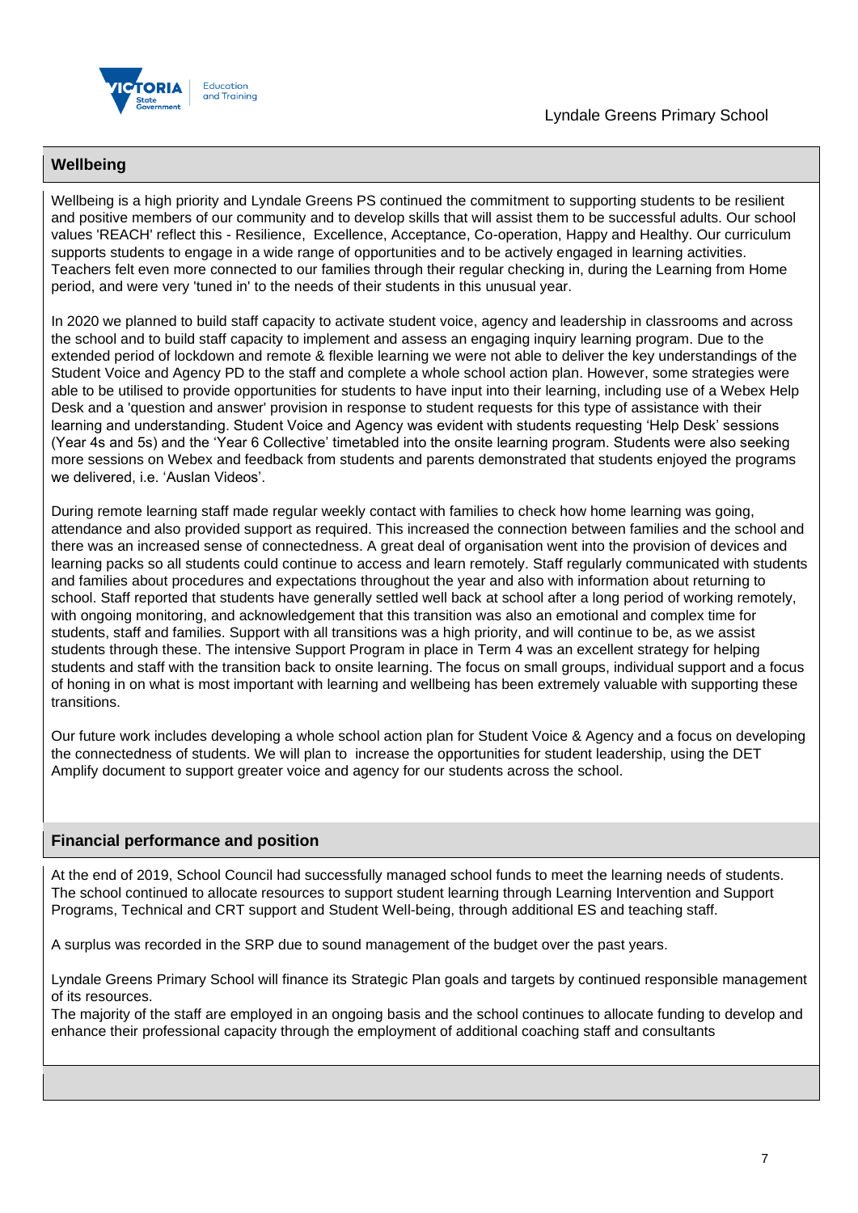## Wellbeing

Wellbeing is a high priority and Lyndale Greens PS continued the commitment to supporting students to be resilient and positive members of our community and to develop skills that will assist them to be successful adults. Our school values 'REACH' reflect this - Resilience, Excellence, Acceptance, Co-operation, Happy and Healthy. Our curriculum supports students to engage in a wide range of opportunities and to be actively engaged in learning activities. Teachers felt even more connected to our families through their regular checking in, during the Learning from Home period, and were very 'tuned in' to the needs of their students in this unusual year.

In 2020 we planned to build staff capacity to activate student voice, agency and leadership in classrooms and across the school and to build staff capacity to implement and assess an engaging inquiry learning program. Due to the extended period of lockdown and remote & flexible learning we were not able to deliver the key understandings of the Student Voice and Agency PD to the staff and complete a whole school action plan. However, some strategies were able to be utilised to provide opportunities for students to have input into their learning, including use of a Webex Help Desk and a 'question and answer' provision in response to student requests for this type of assistance with their learning and understanding. Student Voice and Agency was evident with students requesting 'Help Desk' sessions (Year 4s and 5s) and the 'Year 6 Collective' timetabled into the onsite learning program. Students were also seeking more sessions on Webex and feedback from students and parents demonstrated that students enjoyed the programs we delivered, i.e. 'Auslan Videos'.

During remote learning staff made regular weekly contact with families to check how home learning was going, attendance and also provided support as required. This increased the connection between families and the school and there was an increased sense of connectedness. A great deal of organisation went into the provision of devices and learning packs so all students could continue to access and learn remotely. Staff regularly communicated with students and families about procedures and expectations throughout the year and also with information about returning to school. Staff reported that students have generally settled well back at school after a long period of working remotely, with ongoing monitoring, and acknowledgement that this transition was also an emotional and complex time for students, staff and families. Support with all transitions was a high priority, and will continue to be, as we assist students through these. The intensive Support Program in place in Term 4 was an excellent strategy for helping students and staff with the transition back to onsite learning. The focus on small groups, individual support and a focus of honing in on what is most important with learning and wellbeing has been extremely valuable with supporting these transitions.

Our future work includes developing a whole school action plan for Student Voice & Agency and a focus on developing the connectedness of students. We will plan to increase the opportunities for student leadership, using the DET Amplify document to support greater voice and agency for our students across the school.

## Financial performance and position

At the end of 2019, School Council had successfully managed school funds to meet the learning needs of students. The school continued to allocate resources to support student learning through Learning Intervention and Support Programs, Technical and CRT support and Student Well-being, through additional ES and teaching staff.

A surplus was recorded in the SRP due to sound management of the budget over the past years.

Lyndale Greens Primary School will finance its Strategic Plan goals and targets by continued responsible management of its resources.
The majority of the staff are employed in an ongoing basis and the school continues to allocate funding to develop and enhance their professional capacity through the employment of additional coaching staff and consultants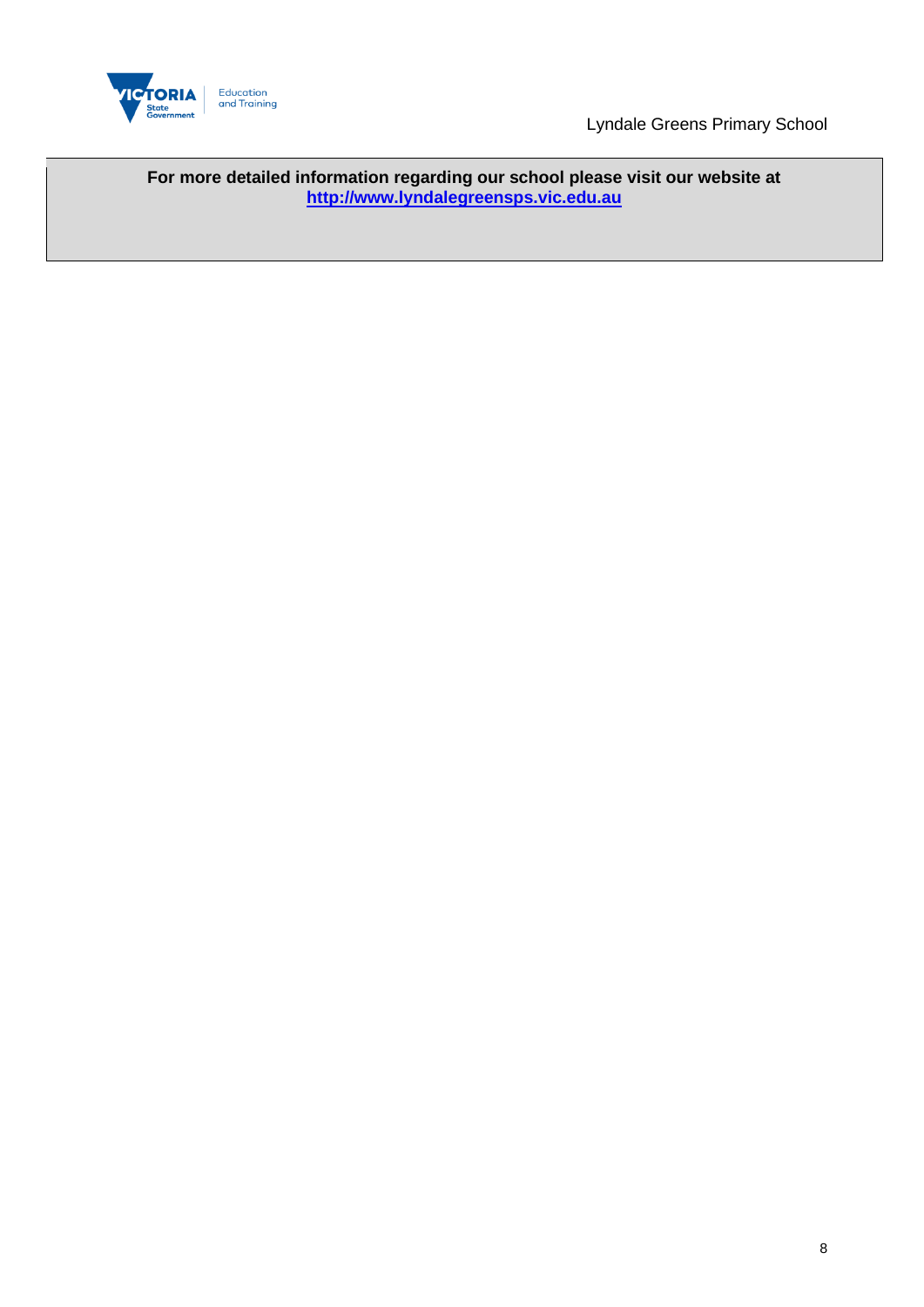**For more detailed information regarding our school please visit our website at [http://www.lyndalegreensps.vic.edu.au](http://www.lyndalegreensps.vic.edu.au)**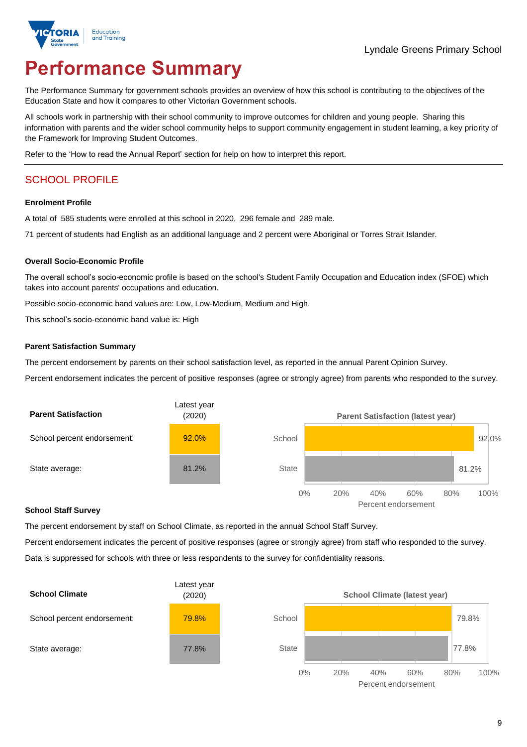Lyndale Greens Primary School

# Performance Summary

The Performance Summary for government schools provides an overview of how this school is contributing to the objectives of the Education State and how it compares to other Victorian Government schools.

All schools work in partnership with their school community to improve outcomes for children and young people. Sharing this information with parents and the wider school community helps to support community engagement in student learning, a key priority of the Framework for Improving Student Outcomes.

Refer to the 'How to read the Annual Report' section for help on how to interpret this report.

## SCHOOL PROFILE

### Enrolment Profile

A total of 585 students were enrolled at this school in 2020, 296 female and 289 male.

71 percent of students had English as an additional language and 2 percent were Aboriginal or Torres Strait Islander.

### Overall Socio-Economic Profile

The overall school's socio-economic profile is based on the school's Student Family Occupation and Education index (SFOE) which takes into account parents' occupations and education.

Possible socio-economic band values are: Low, Low-Medium, Medium and High.

This school's socio-economic band value is: High

### Parent Satisfaction Summary

The percent endorsement by parents on their school satisfaction level, as reported in the annual Parent Opinion Survey.

Percent endorsement indicates the percent of positive responses (agree or strongly agree) from parents who responded to the survey.

| Parent Satisfaction | Latest year (2020) |
|---|---|
| School percent endorsement: | 92.0% |
| State average: | 81.2% |

**Parent Satisfaction (latest year)**

| | Percent endorsement |
|---|---|
| School | 92.0% |
| State | 81.2% |

### School Staff Survey

The percent endorsement by staff on School Climate, as reported in the annual School Staff Survey.

Percent endorsement indicates the percent of positive responses (agree or strongly agree) from staff who responded to the survey.

Data is suppressed for schools with three or less respondents to the survey for confidentiality reasons.

| School Climate | Latest year (2020) |
|---|---|
| School percent endorsement: | 79.8% |
| State average: | 77.8% |

**School Climate (latest year)**

| | Percent endorsement |
|---|---|
| School | 79.8% |
| State | 77.8% |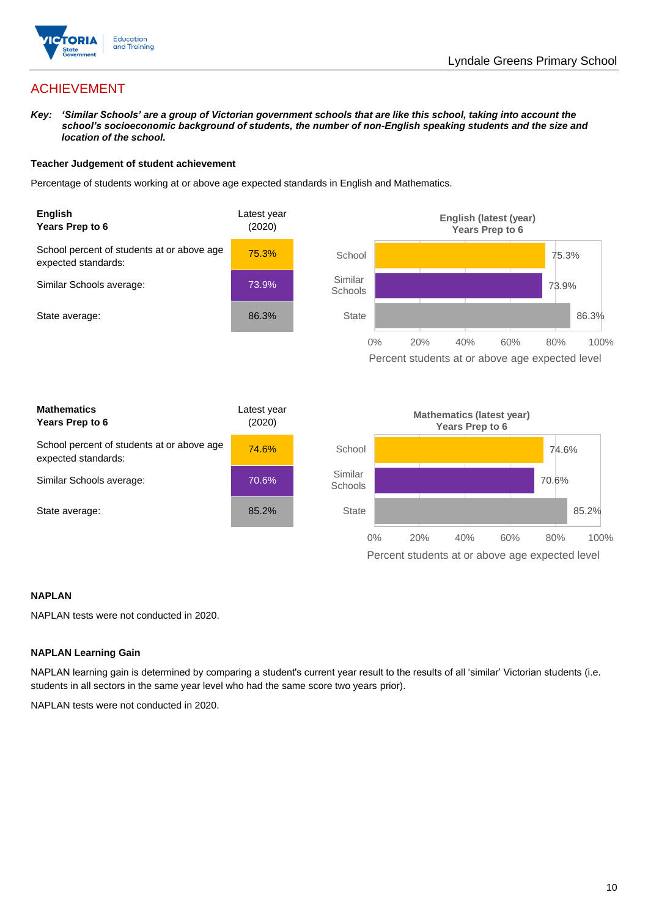# ACHIEVEMENT

***Key:** 'Similar Schools' are a group of Victorian government schools that are like this school, taking into account the school's socioeconomic background of students, the number of non-English speaking students and the size and location of the school.*

### Teacher Judgement of student achievement

Percentage of students working at or above age expected standards in English and Mathematics.

| **English** **Years Prep to 6** | Latest year (2020) |
|---|---|
| School percent of students at or above age expected standards: | 75.3% |
| Similar Schools average: | 73.9% |
| State average: | 86.3% |

**English (latest (year) Years Prep to 6**

| | Percent students at or above age expected level |
|---|---|
| School | 75.3% |
| Similar Schools | 73.9% |
| State | 86.3% |

| **Mathematics** **Years Prep to 6** | Latest year (2020) |
|---|---|
| School percent of students at or above age expected standards: | 74.6% |
| Similar Schools average: | 70.6% |
| State average: | 85.2% |

**Mathematics (latest year) Years Prep to 6**

| | Percent students at or above age expected level |
|---|---|
| School | 74.6% |
| Similar Schools | 70.6% |
| State | 85.2% |

### NAPLAN

NAPLAN tests were not conducted in 2020.

### NAPLAN Learning Gain

NAPLAN learning gain is determined by comparing a student's current year result to the results of all 'similar' Victorian students (i.e. students in all sectors in the same year level who had the same score two years prior).

NAPLAN tests were not conducted in 2020.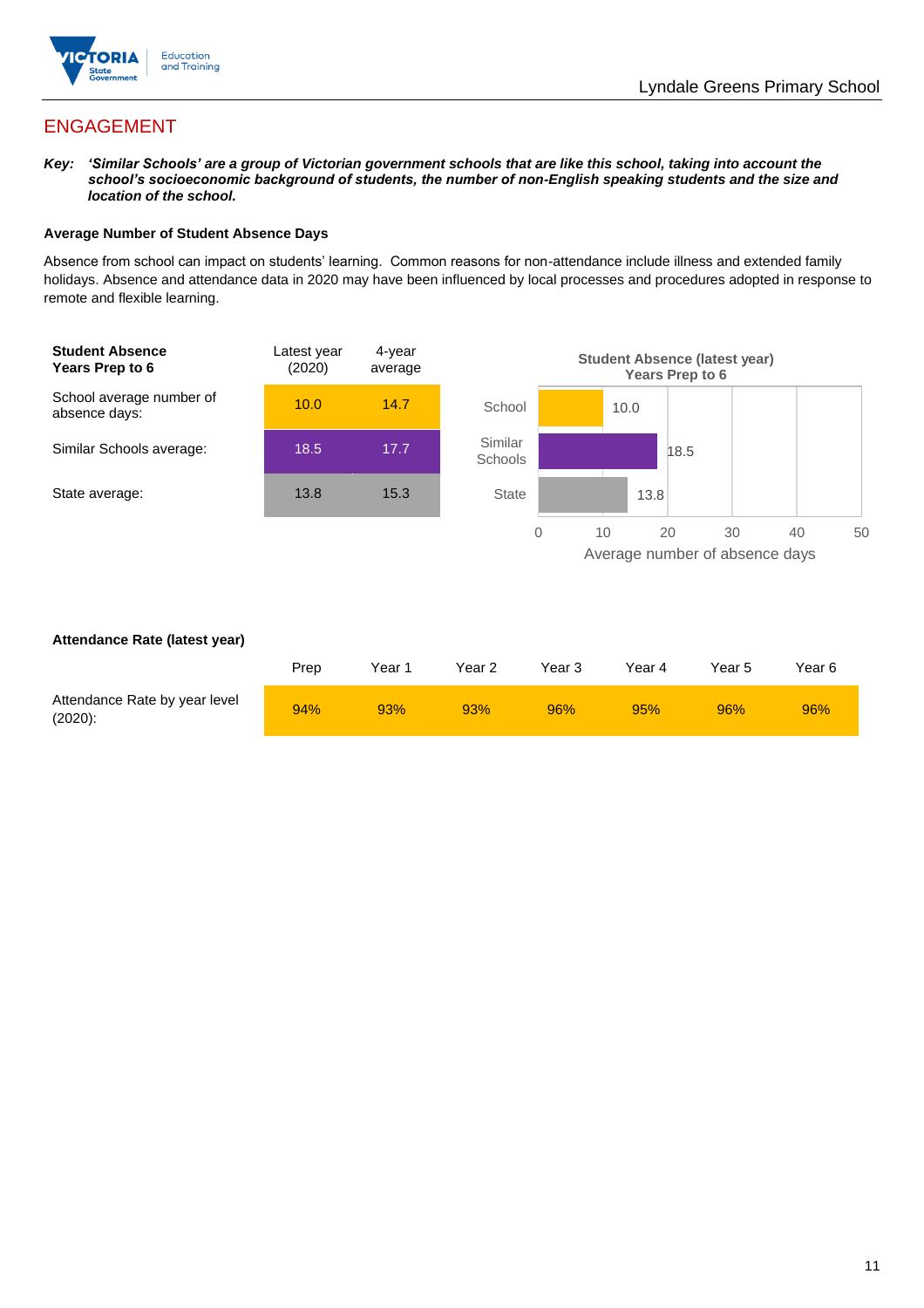## ENGAGEMENT

***Key:** 'Similar Schools' are a group of Victorian government schools that are like this school, taking into account the school's socioeconomic background of students, the number of non-English speaking students and the size and location of the school.*

**Average Number of Student Absence Days**

Absence from school can impact on students' learning. Common reasons for non-attendance include illness and extended family holidays. Absence and attendance data in 2020 may have been influenced by local processes and procedures adopted in response to remote and flexible learning.

| **Student Absence Years Prep to 6** | Latest year (2020) | 4-year average |
|---|---|---|
| School average number of absence days: | 10.0 | 14.7 |
| Similar Schools average: | 18.5 | 17.7 |
| State average: | 13.8 | 15.3 |

**Student Absence (latest year) Years Prep to 6**

| | Average number of absence days |
|---|---|
| School | 10.0 |
| Similar Schools | 18.5 |
| State | 13.8 |

**Attendance Rate (latest year)**

| | Prep | Year 1 | Year 2 | Year 3 | Year 4 | Year 5 | Year 6 |
|---|---|---|---|---|---|---|---|
| Attendance Rate by year level (2020): | 94% | 93% | 93% | 96% | 95% | 96% | 96% |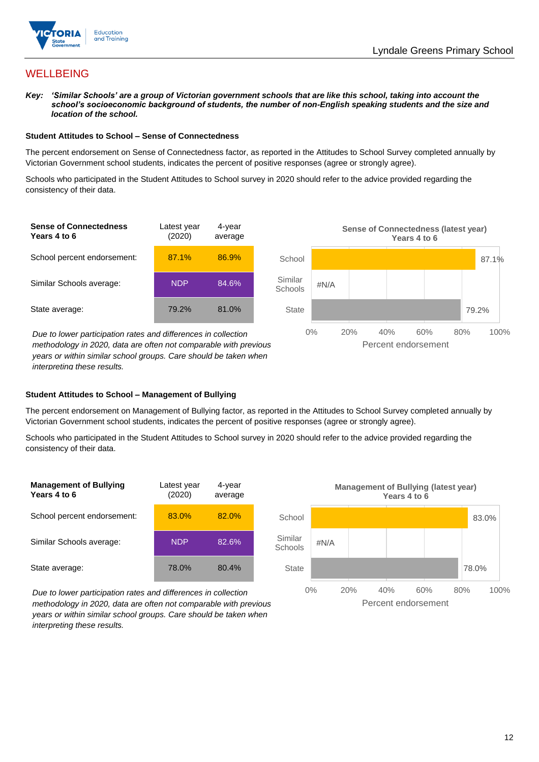# WELLBEING

***Key:*** ***'Similar Schools' are a group of Victorian government schools that are like this school, taking into account the school's socioeconomic background of students, the number of non-English speaking students and the size and location of the school.***

### Student Attitudes to School – Sense of Connectedness

The percent endorsement on Sense of Connectedness factor, as reported in the Attitudes to School Survey completed annually by Victorian Government school students, indicates the percent of positive responses (agree or strongly agree).

Schools who participated in the Student Attitudes to School survey in 2020 should refer to the advice provided regarding the consistency of their data.

| Sense of Connectedness Years 4 to 6 | Latest year (2020) | 4-year average |
|---|---|---|
| School percent endorsement: | 87.1% | 86.9% |
| Similar Schools average: | NDP | 84.6% |
| State average: | 79.2% | 81.0% |

*Due to lower participation rates and differences in collection methodology in 2020, data are often not comparable with previous years or within similar school groups. Care should be taken when interpreting these results.*

**Sense of Connectedness (latest year) Years 4 to 6**

| | Percent endorsement |
|---|---|
| School | 87.1% |
| Similar Schools | #N/A |
| State | 79.2% |

### Student Attitudes to School – Management of Bullying

The percent endorsement on Management of Bullying factor, as reported in the Attitudes to School Survey completed annually by Victorian Government school students, indicates the percent of positive responses (agree or strongly agree).

Schools who participated in the Student Attitudes to School survey in 2020 should refer to the advice provided regarding the consistency of their data.

| Management of Bullying Years 4 to 6 | Latest year (2020) | 4-year average |
|---|---|---|
| School percent endorsement: | 83.0% | 82.0% |
| Similar Schools average: | NDP | 82.6% |
| State average: | 78.0% | 80.4% |

*Due to lower participation rates and differences in collection methodology in 2020, data are often not comparable with previous years or within similar school groups. Care should be taken when interpreting these results.*

**Management of Bullying (latest year) Years 4 to 6**

| | Percent endorsement |
|---|---|
| School | 83.0% |
| Similar Schools | #N/A |
| State | 78.0% |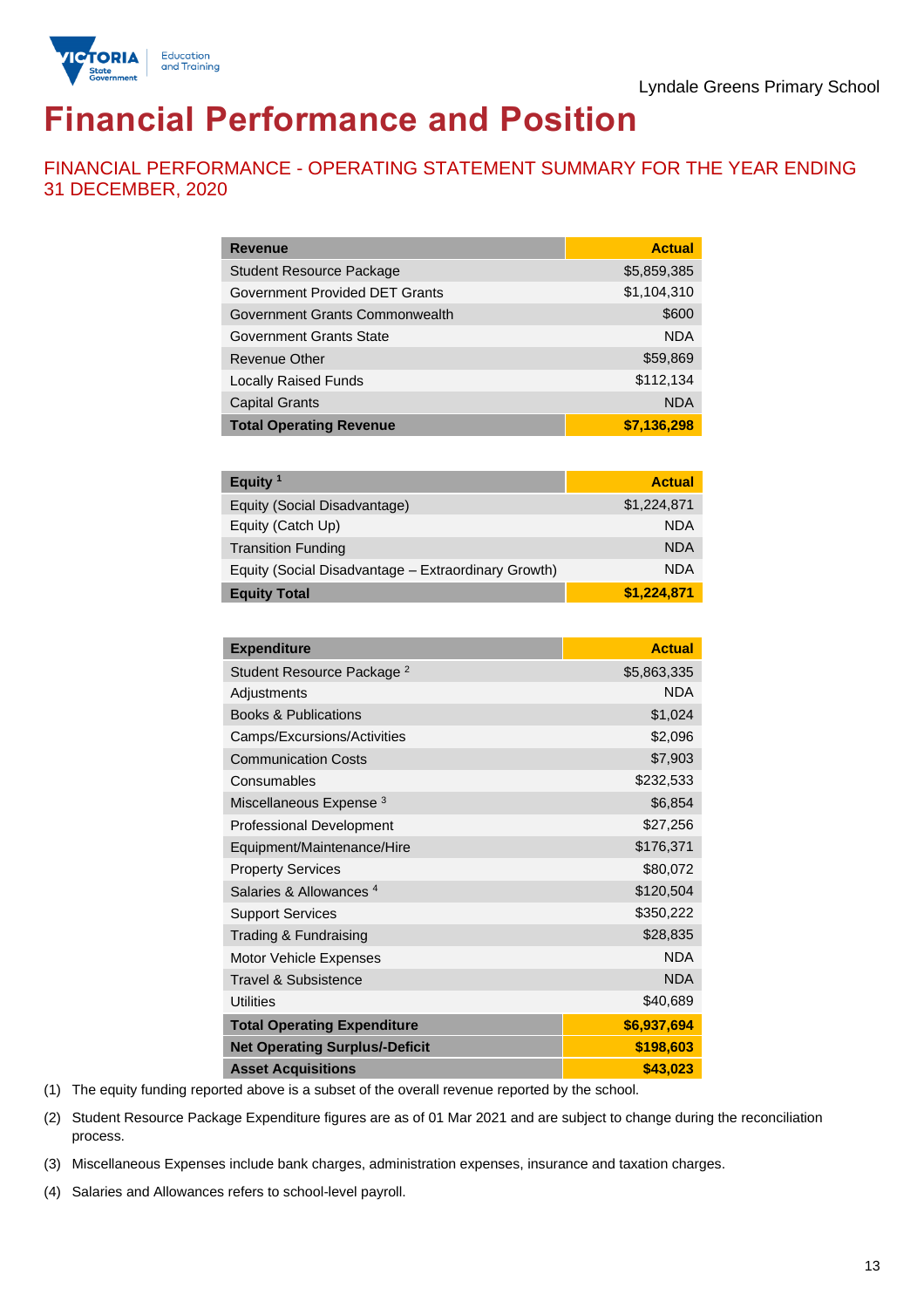# Financial Performance and Position

## FINANCIAL PERFORMANCE - OPERATING STATEMENT SUMMARY FOR THE YEAR ENDING 31 DECEMBER, 2020

| Revenue | Actual |
|---|---|
| Student Resource Package | $5,859,385 |
| Government Provided DET Grants | $1,104,310 |
| Government Grants Commonwealth | $600 |
| Government Grants State | NDA |
| Revenue Other | $59,869 |
| Locally Raised Funds | $112,134 |
| Capital Grants | NDA |
| **Total Operating Revenue** | **$7,136,298** |

| Equity [1] | Actual |
|---|---|
| Equity (Social Disadvantage) | $1,224,871 |
| Equity (Catch Up) | NDA |
| Transition Funding | NDA |
| Equity (Social Disadvantage – Extraordinary Growth) | NDA |
| **Equity Total** | **$1,224,871** |

| Expenditure | Actual |
|---|---|
| Student Resource Package [2] | $5,863,335 |
| Adjustments | NDA |
| Books & Publications | $1,024 |
| Camps/Excursions/Activities | $2,096 |
| Communication Costs | $7,903 |
| Consumables | $232,533 |
| Miscellaneous Expense [3] | $6,854 |
| Professional Development | $27,256 |
| Equipment/Maintenance/Hire | $176,371 |
| Property Services | $80,072 |
| Salaries & Allowances [4] | $120,504 |
| Support Services | $350,222 |
| Trading & Fundraising | $28,835 |
| Motor Vehicle Expenses | NDA |
| Travel & Subsistence | NDA |
| Utilities | $40,689 |
| **Total Operating Expenditure** | **$6,937,694** |
| **Net Operating Surplus/-Deficit** | **$198,603** |
| **Asset Acquisitions** | **$43,023** |

(1) The equity funding reported above is a subset of the overall revenue reported by the school.

(2) Student Resource Package Expenditure figures are as of 01 Mar 2021 and are subject to change during the reconciliation process.

(3) Miscellaneous Expenses include bank charges, administration expenses, insurance and taxation charges.

(4) Salaries and Allowances refers to school-level payroll.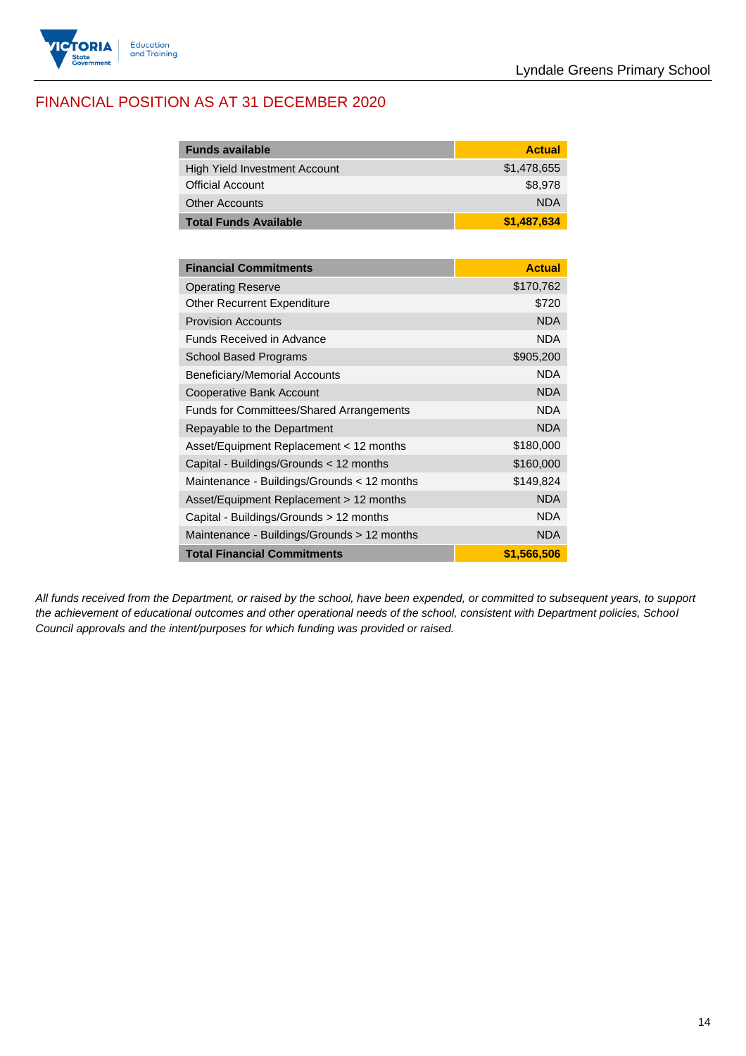# FINANCIAL POSITION AS AT 31 DECEMBER 2020

| Funds available | Actual |
|---|---|
| High Yield Investment Account | $1,478,655 |
| Official Account | $8,978 |
| Other Accounts | NDA |
| **Total Funds Available** | **$1,487,634** |

| Financial Commitments | Actual |
|---|---|
| Operating Reserve | $170,762 |
| Other Recurrent Expenditure | $720 |
| Provision Accounts | NDA |
| Funds Received in Advance | NDA |
| School Based Programs | $905,200 |
| Beneficiary/Memorial Accounts | NDA |
| Cooperative Bank Account | NDA |
| Funds for Committees/Shared Arrangements | NDA |
| Repayable to the Department | NDA |
| Asset/Equipment Replacement < 12 months | $180,000 |
| Capital - Buildings/Grounds < 12 months | $160,000 |
| Maintenance - Buildings/Grounds < 12 months | $149,824 |
| Asset/Equipment Replacement > 12 months | NDA |
| Capital - Buildings/Grounds > 12 months | NDA |
| Maintenance - Buildings/Grounds > 12 months | NDA |
| **Total Financial Commitments** | **$1,566,506** |

*All funds received from the Department, or raised by the school, have been expended, or committed to subsequent years, to support the achievement of educational outcomes and other operational needs of the school, consistent with Department policies, School Council approvals and the intent/purposes for which funding was provided or raised.*